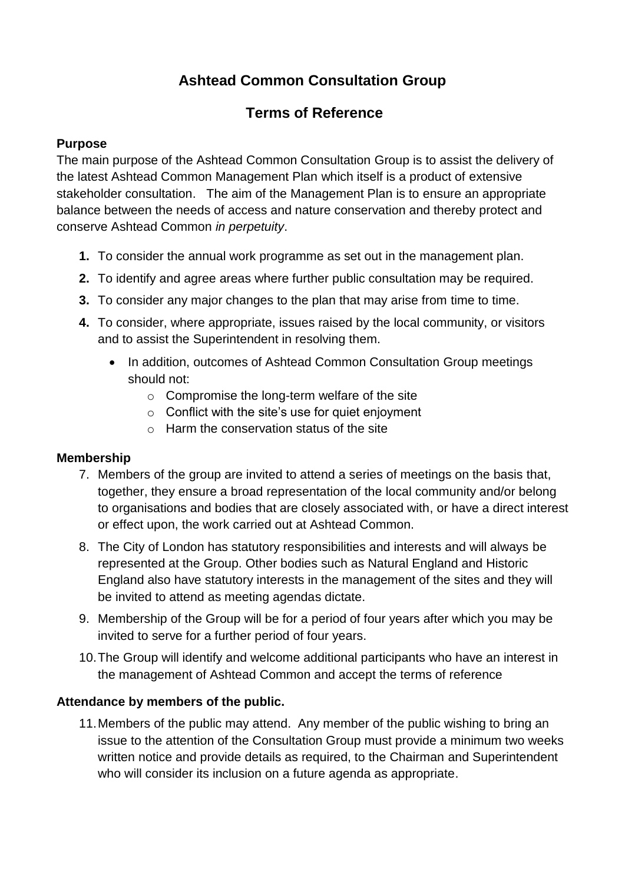# Ashtead Common Consultation Group

## Terms of Reference

**Purpose**

The main purpose of the Ashtead Common Consultation Group is to assist the delivery of the latest Ashtead Common Management Plan which itself is a product of extensive stakeholder consultation. The aim of the Management Plan is to ensure an appropriate balance between the needs of access and nature conservation and thereby protect and conserve Ashtead Common *in perpetuity*.

1. To consider the annual work programme as set out in the management plan.
2. To identify and agree areas where further public consultation may be required.
3. To consider any major changes to the plan that may arise from time to time.
4. To consider, where appropriate, issues raised by the local community, or visitors and to assist the Superintendent in resolving them.
   - In addition, outcomes of Ashtead Common Consultation Group meetings should not:
     - Compromise the long-term welfare of the site
     - Conflict with the site's use for quiet enjoyment
     - Harm the conservation status of the site

**Membership**

7. Members of the group are invited to attend a series of meetings on the basis that, together, they ensure a broad representation of the local community and/or belong to organisations and bodies that are closely associated with, or have a direct interest or effect upon, the work carried out at Ashtead Common.
8. The City of London has statutory responsibilities and interests and will always be represented at the Group. Other bodies such as Natural England and Historic England also have statutory interests in the management of the sites and they will be invited to attend as meeting agendas dictate.
9. Membership of the Group will be for a period of four years after which you may be invited to serve for a further period of four years.
10. The Group will identify and welcome additional participants who have an interest in the management of Ashtead Common and accept the terms of reference

**Attendance by members of the public.**

11. Members of the public may attend. Any member of the public wishing to bring an issue to the attention of the Consultation Group must provide a minimum two weeks written notice and provide details as required, to the Chairman and Superintendent who will consider its inclusion on a future agenda as appropriate.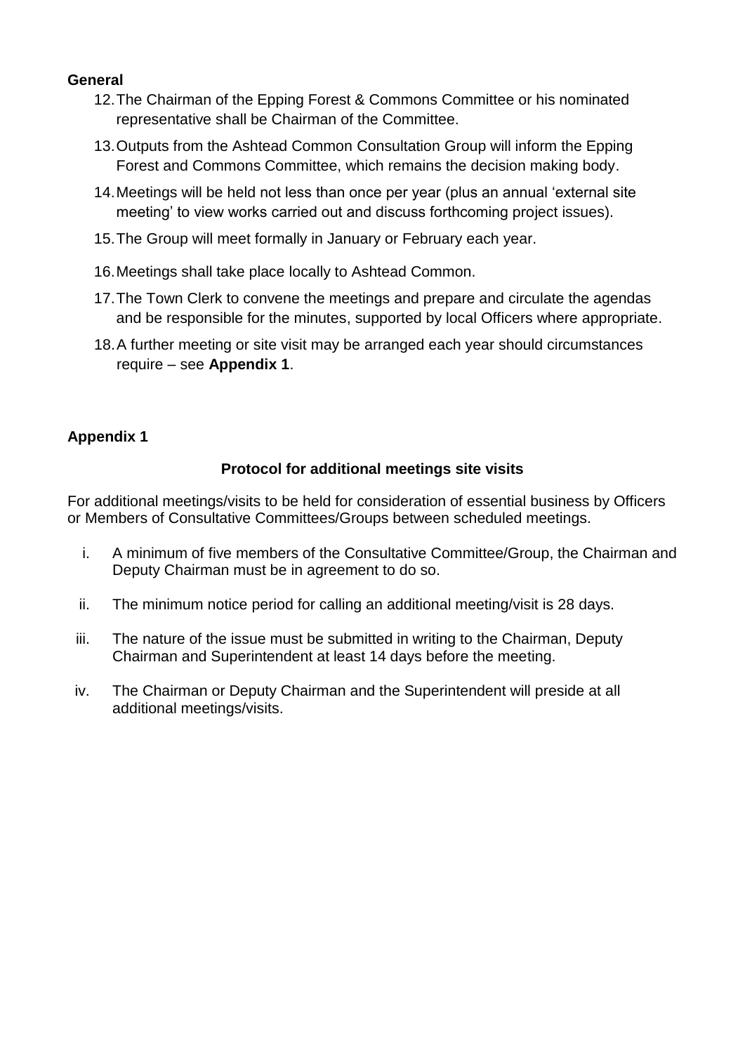**General**

12. The Chairman of the Epping Forest & Commons Committee or his nominated representative shall be Chairman of the Committee.
13. Outputs from the Ashtead Common Consultation Group will inform the Epping Forest and Commons Committee, which remains the decision making body.
14. Meetings will be held not less than once per year (plus an annual 'external site meeting' to view works carried out and discuss forthcoming project issues).
15. The Group will meet formally in January or February each year.
16. Meetings shall take place locally to Ashtead Common.
17. The Town Clerk to convene the meetings and prepare and circulate the agendas and be responsible for the minutes, supported by local Officers where appropriate.
18. A further meeting or site visit may be arranged each year should circumstances require – see **Appendix 1**.

**Appendix 1**

**Protocol for additional meetings site visits**

For additional meetings/visits to be held for consideration of essential business by Officers or Members of Consultative Committees/Groups between scheduled meetings.

i. A minimum of five members of the Consultative Committee/Group, the Chairman and Deputy Chairman must be in agreement to do so.

ii. The minimum notice period for calling an additional meeting/visit is 28 days.

iii. The nature of the issue must be submitted in writing to the Chairman, Deputy Chairman and Superintendent at least 14 days before the meeting.

iv. The Chairman or Deputy Chairman and the Superintendent will preside at all additional meetings/visits.